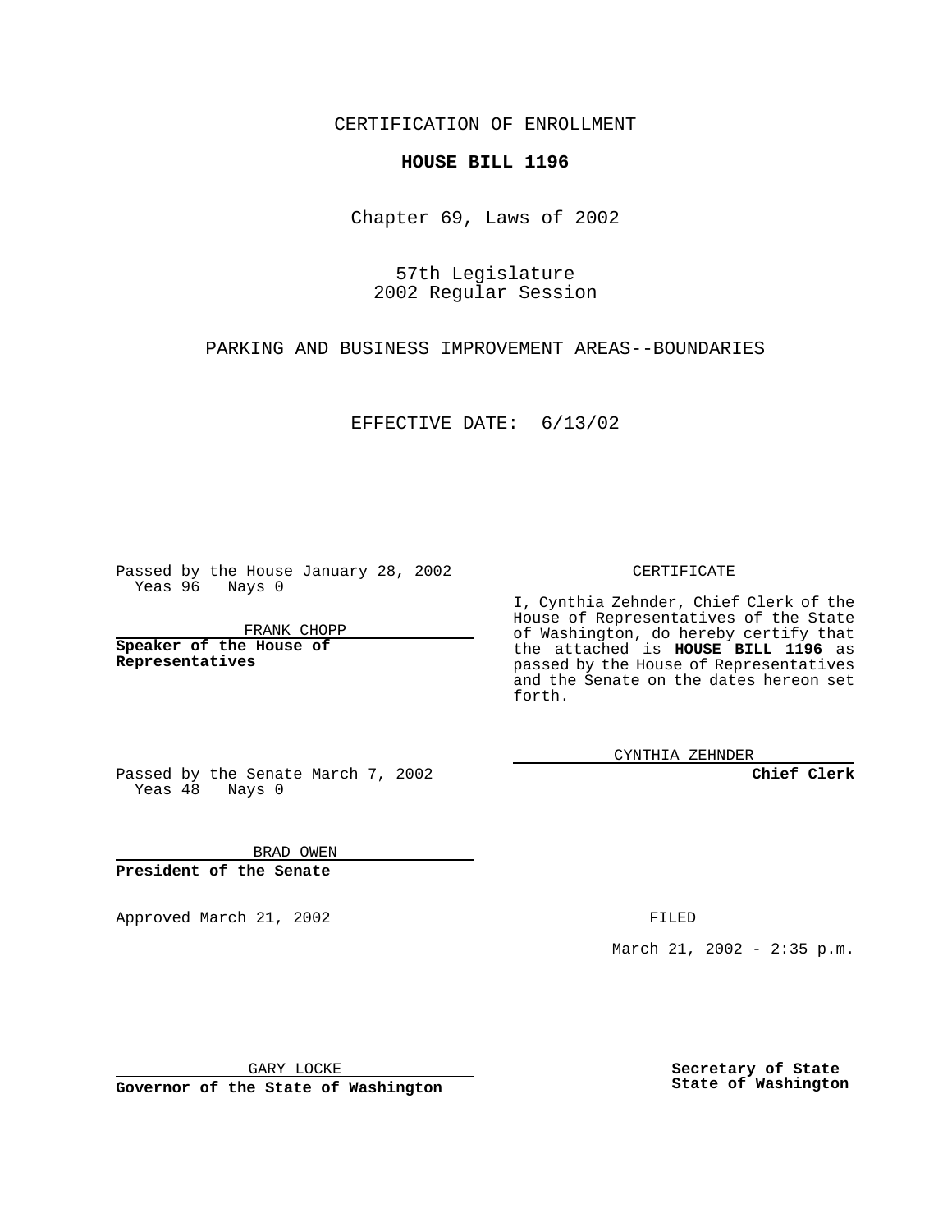CERTIFICATION OF ENROLLMENT

**HOUSE BILL 1196**

Chapter 69, Laws of 2002

57th Legislature
2002 Regular Session

PARKING AND BUSINESS IMPROVEMENT AREAS--BOUNDARIES

EFFECTIVE DATE: 6/13/02

Passed by the House January 28, 2002
Yeas 96 Nays 0

FRANK CHOPP

**Speaker of the House of Representatives**

Passed by the Senate March 7, 2002
Yeas 48 Nays 0

BRAD OWEN

**President of the Senate**

CERTIFICATE

I, Cynthia Zehnder, Chief Clerk of the House of Representatives of the State of Washington, do hereby certify that the attached is **HOUSE BILL 1196** as passed by the House of Representatives and the Senate on the dates hereon set forth.

CYNTHIA ZEHNDER

**Chief Clerk**

Approved March 21, 2002

GARY LOCKE

**Governor of the State of Washington**

FILED

March 21, 2002 - 2:35 p.m.

**Secretary of State**
**State of Washington**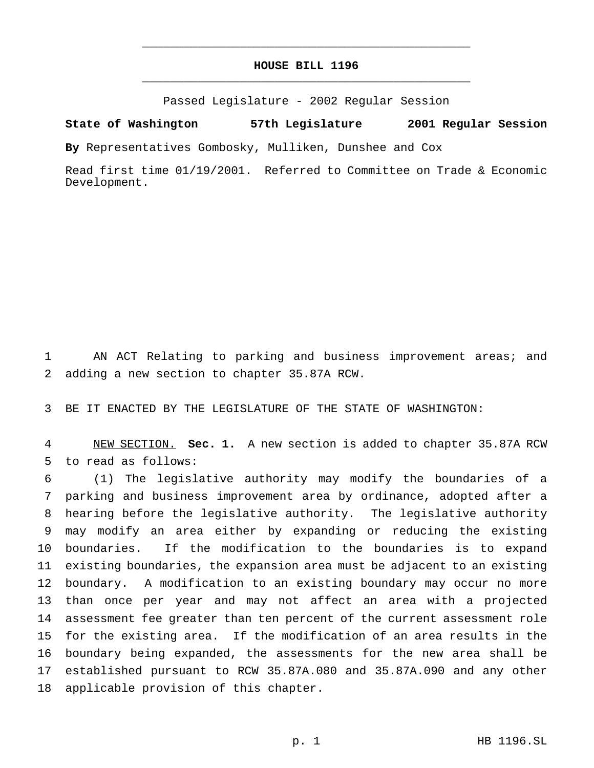# HOUSE BILL 1196

Passed Legislature - 2002 Regular Session

**State of Washington 57th Legislature 2001 Regular Session**

**By** Representatives Gombosky, Mulliken, Dunshee and Cox

Read first time 01/19/2001. Referred to Committee on Trade & Economic Development.

AN ACT Relating to parking and business improvement areas; and adding a new section to chapter 35.87A RCW.

BE IT ENACTED BY THE LEGISLATURE OF THE STATE OF WASHINGTON:

NEW SECTION. **Sec. 1.** A new section is added to chapter 35.87A RCW to read as follows:

(1) The legislative authority may modify the boundaries of a parking and business improvement area by ordinance, adopted after a hearing before the legislative authority. The legislative authority may modify an area either by expanding or reducing the existing boundaries. If the modification to the boundaries is to expand existing boundaries, the expansion area must be adjacent to an existing boundary. A modification to an existing boundary may occur no more than once per year and may not affect an area with a projected assessment fee greater than ten percent of the current assessment role for the existing area. If the modification of an area results in the boundary being expanded, the assessments for the new area shall be established pursuant to RCW 35.87A.080 and 35.87A.090 and any other applicable provision of this chapter.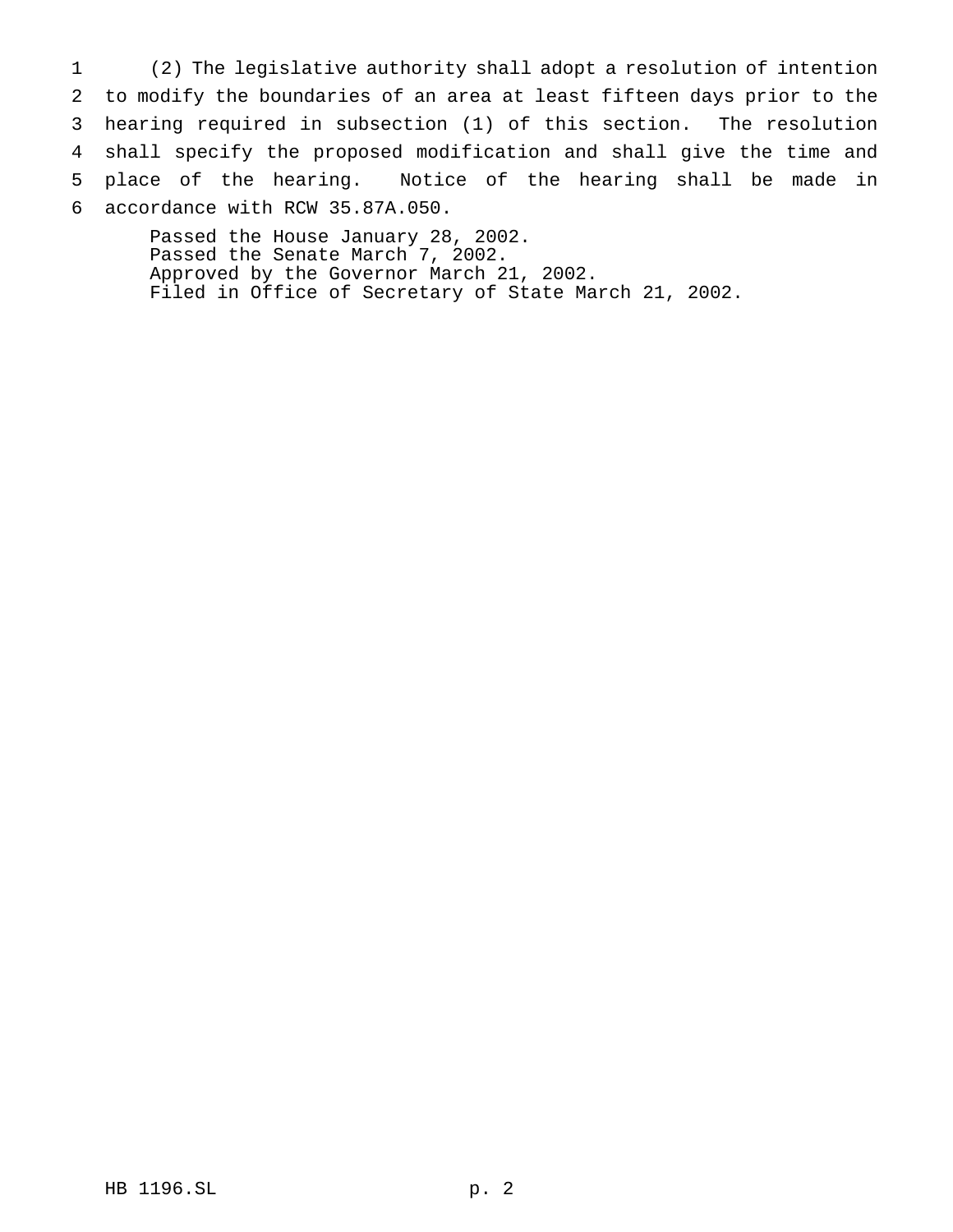(2) The legislative authority shall adopt a resolution of intention to modify the boundaries of an area at least fifteen days prior to the hearing required in subsection (1) of this section. The resolution shall specify the proposed modification and shall give the time and place of the hearing. Notice of the hearing shall be made in accordance with RCW 35.87A.050.

Passed the House January 28, 2002.
Passed the Senate March 7, 2002.
Approved by the Governor March 21, 2002.
Filed in Office of Secretary of State March 21, 2002.